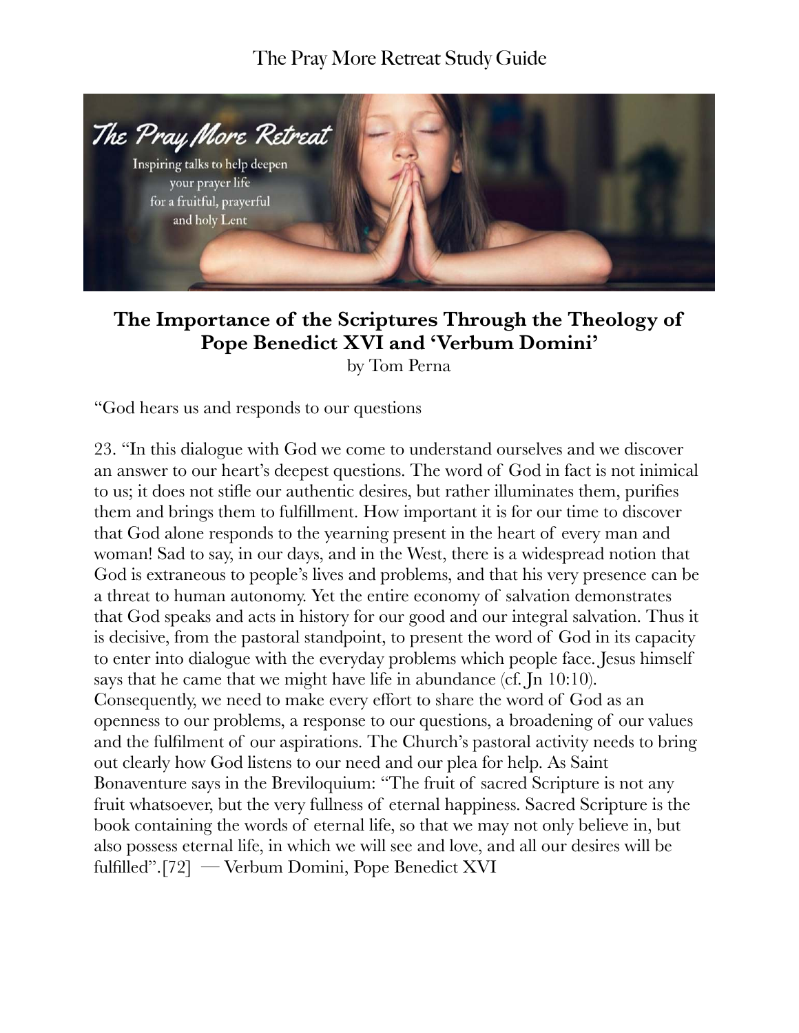## The Importance of the Scriptures Through the Theology of Pope Benedict XVI and 'Verbum Domini'

by Tom Perna

"God hears us and responds to our questions

23. "In this dialogue with God we come to understand ourselves and we discover an answer to our heart's deepest questions. The word of God in fact is not inimical to us; it does not stifle our authentic desires, but rather illuminates them, purifies them and brings them to fulfillment. How important it is for our time to discover that God alone responds to the yearning present in the heart of every man and woman! Sad to say, in our days, and in the West, there is a widespread notion that God is extraneous to people's lives and problems, and that his very presence can be a threat to human autonomy. Yet the entire economy of salvation demonstrates that God speaks and acts in history for our good and our integral salvation. Thus it is decisive, from the pastoral standpoint, to present the word of God in its capacity to enter into dialogue with the everyday problems which people face. Jesus himself says that he came that we might have life in abundance (cf. Jn 10:10). Consequently, we need to make every effort to share the word of God as an openness to our problems, a response to our questions, a broadening of our values and the fulfilment of our aspirations. The Church's pastoral activity needs to bring out clearly how God listens to our need and our plea for help. As Saint Bonaventure says in the Breviloquium: "The fruit of sacred Scripture is not any fruit whatsoever, but the very fullness of eternal happiness. Sacred Scripture is the book containing the words of eternal life, so that we may not only believe in, but also possess eternal life, in which we will see and love, and all our desires will be fulfilled".[72] — Verbum Domini, Pope Benedict XVI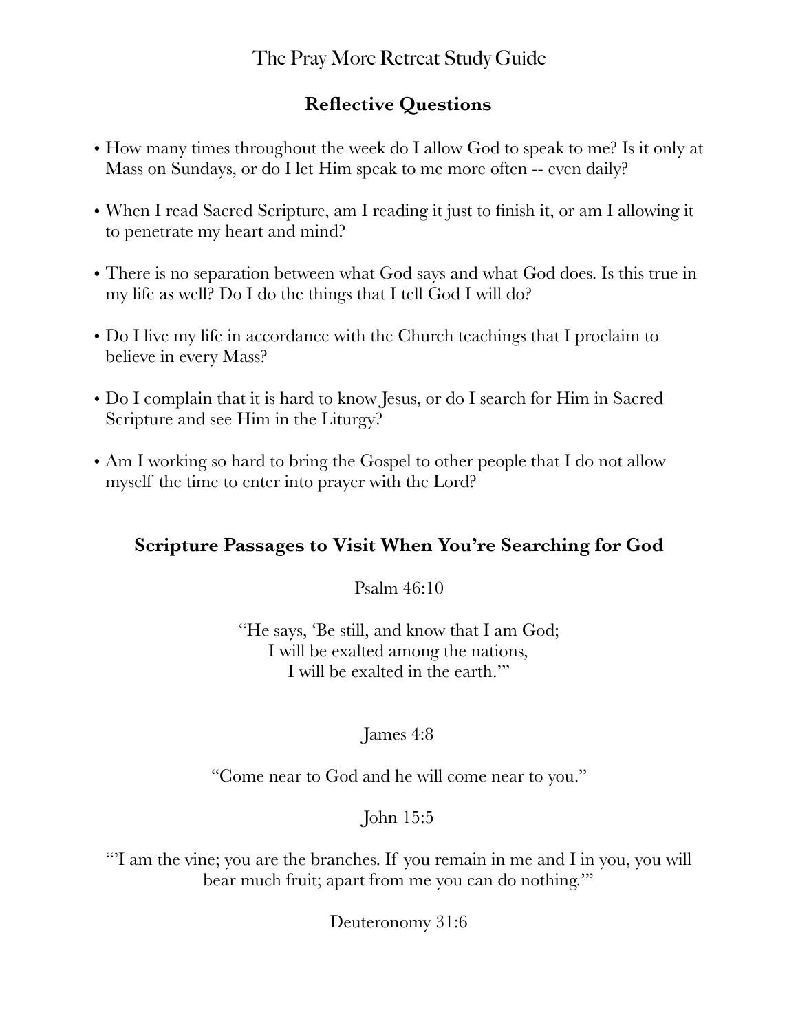# The Pray More Retreat Study Guide

## Reflective Questions

- How many times throughout the week do I allow God to speak to me? Is it only at Mass on Sundays, or do I let Him speak to me more often -- even daily?
- When I read Sacred Scripture, am I reading it just to finish it, or am I allowing it to penetrate my heart and mind?
- There is no separation between what God says and what God does. Is this true in my life as well? Do I do the things that I tell God I will do?
- Do I live my life in accordance with the Church teachings that I proclaim to believe in every Mass?
- Do I complain that it is hard to know Jesus, or do I search for Him in Sacred Scripture and see Him in the Liturgy?
- Am I working so hard to bring the Gospel to other people that I do not allow myself the time to enter into prayer with the Lord?

## Scripture Passages to Visit When You're Searching for God

Psalm 46:10

"He says, 'Be still, and know that I am God;
I will be exalted among the nations,
I will be exalted in the earth.'"

James 4:8

"Come near to God and he will come near to you."

John 15:5

"'I am the vine; you are the branches. If you remain in me and I in you, you will bear much fruit; apart from me you can do nothing.'"

Deuteronomy 31:6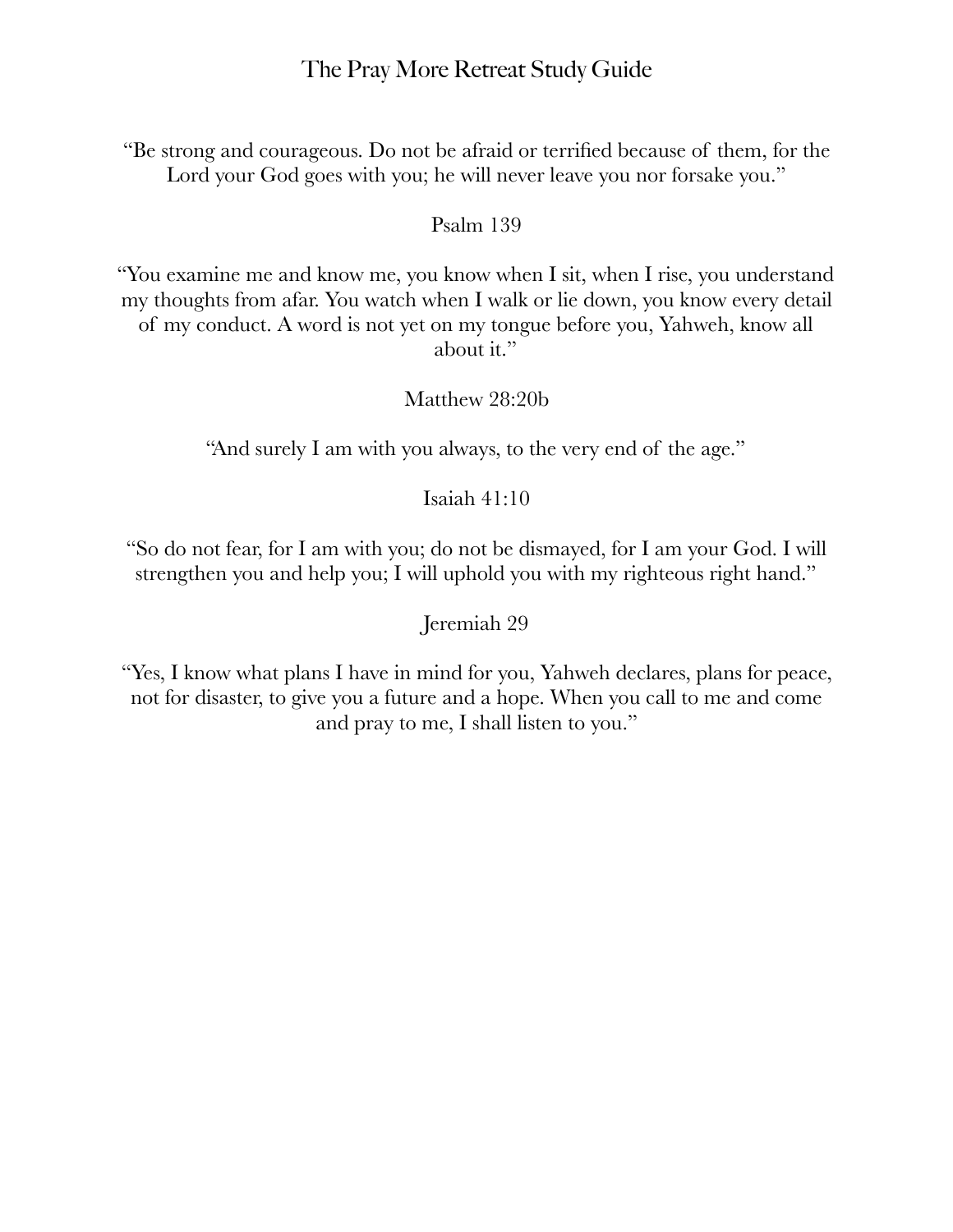# The Pray More Retreat Study Guide

"Be strong and courageous. Do not be afraid or terrified because of them, for the Lord your God goes with you; he will never leave you nor forsake you."

Psalm 139

"You examine me and know me, you know when I sit, when I rise, you understand my thoughts from afar. You watch when I walk or lie down, you know every detail of my conduct. A word is not yet on my tongue before you, Yahweh, know all about it."

Matthew 28:20b

"And surely I am with you always, to the very end of the age."

Isaiah 41:10

"So do not fear, for I am with you; do not be dismayed, for I am your God. I will strengthen you and help you; I will uphold you with my righteous right hand."

Jeremiah 29

"Yes, I know what plans I have in mind for you, Yahweh declares, plans for peace, not for disaster, to give you a future and a hope. When you call to me and come and pray to me, I shall listen to you."